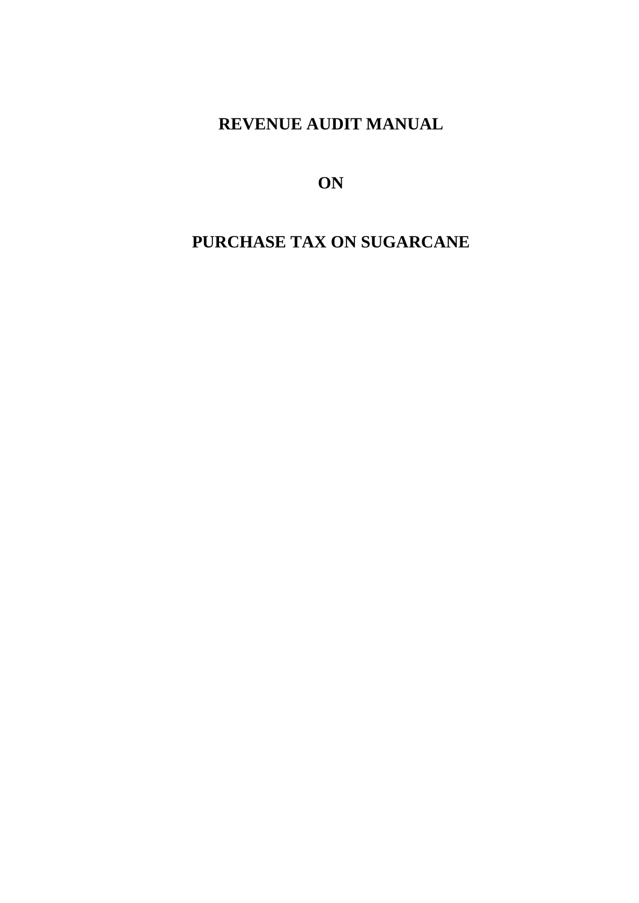# REVENUE AUDIT MANUAL

# ON

# PURCHASE TAX ON SUGARCANE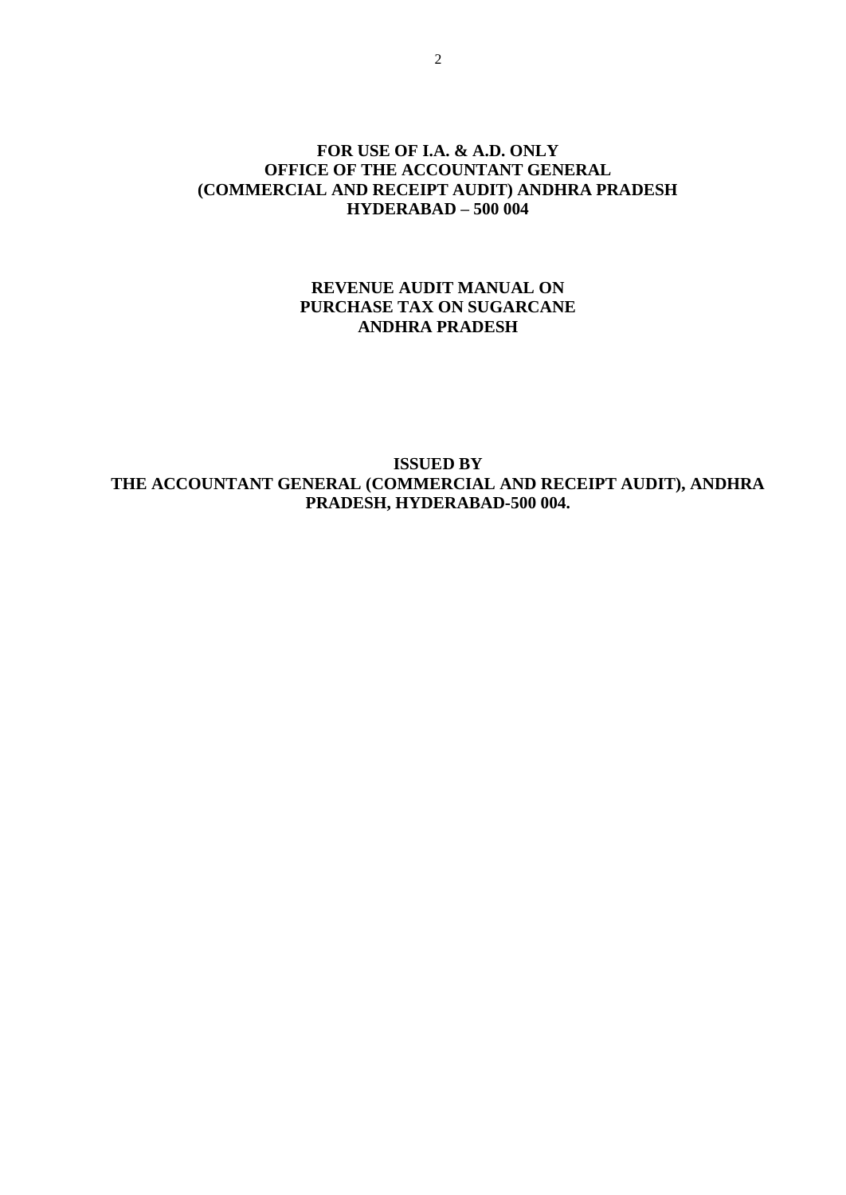**FOR USE OF I.A. & A.D. ONLY**
**OFFICE OF THE ACCOUNTANT GENERAL**
**(COMMERCIAL AND RECEIPT AUDIT) ANDHRA PRADESH**
**HYDERABAD – 500 004**

# REVENUE AUDIT MANUAL ON PURCHASE TAX ON SUGARCANE ANDHRA PRADESH

**ISSUED BY**
**THE ACCOUNTANT GENERAL (COMMERCIAL AND RECEIPT AUDIT), ANDHRA PRADESH, HYDERABAD-500 004.**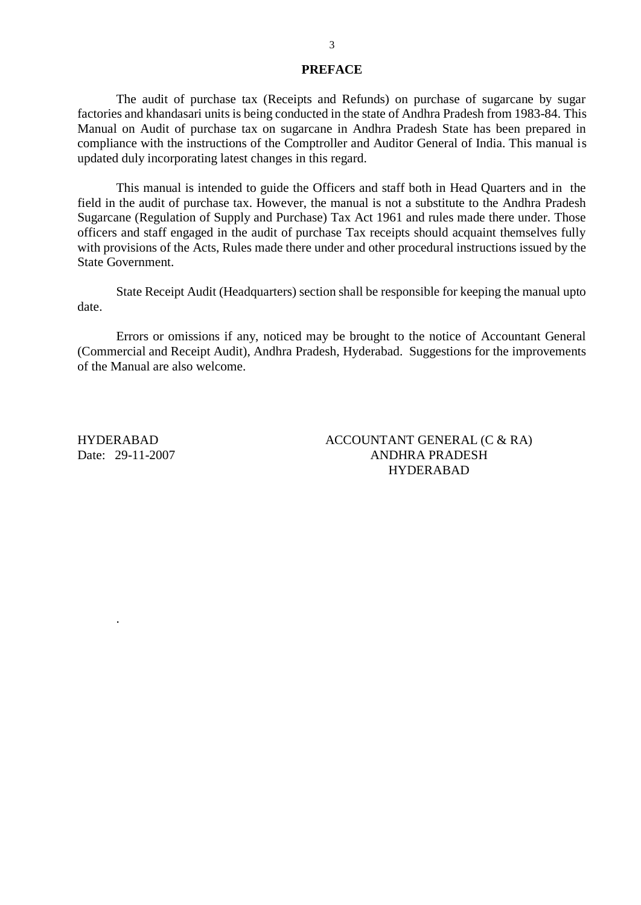## PREFACE

The audit of purchase tax (Receipts and Refunds) on purchase of sugarcane by sugar factories and khandasari units is being conducted in the state of Andhra Pradesh from 1983-84. This Manual on Audit of purchase tax on sugarcane in Andhra Pradesh State has been prepared in compliance with the instructions of the Comptroller and Auditor General of India. This manual is updated duly incorporating latest changes in this regard.

This manual is intended to guide the Officers and staff both in Head Quarters and in the field in the audit of purchase tax. However, the manual is not a substitute to the Andhra Pradesh Sugarcane (Regulation of Supply and Purchase) Tax Act 1961 and rules made there under. Those officers and staff engaged in the audit of purchase Tax receipts should acquaint themselves fully with provisions of the Acts, Rules made there under and other procedural instructions issued by the State Government.

State Receipt Audit (Headquarters) section shall be responsible for keeping the manual upto date.

Errors or omissions if any, noticed may be brought to the notice of Accountant General (Commercial and Receipt Audit), Andhra Pradesh, Hyderabad. Suggestions for the improvements of the Manual are also welcome.

HYDERABAD
Date: 29-11-2007

ACCOUNTANT GENERAL (C & RA)
ANDHRA PRADESH
HYDERABAD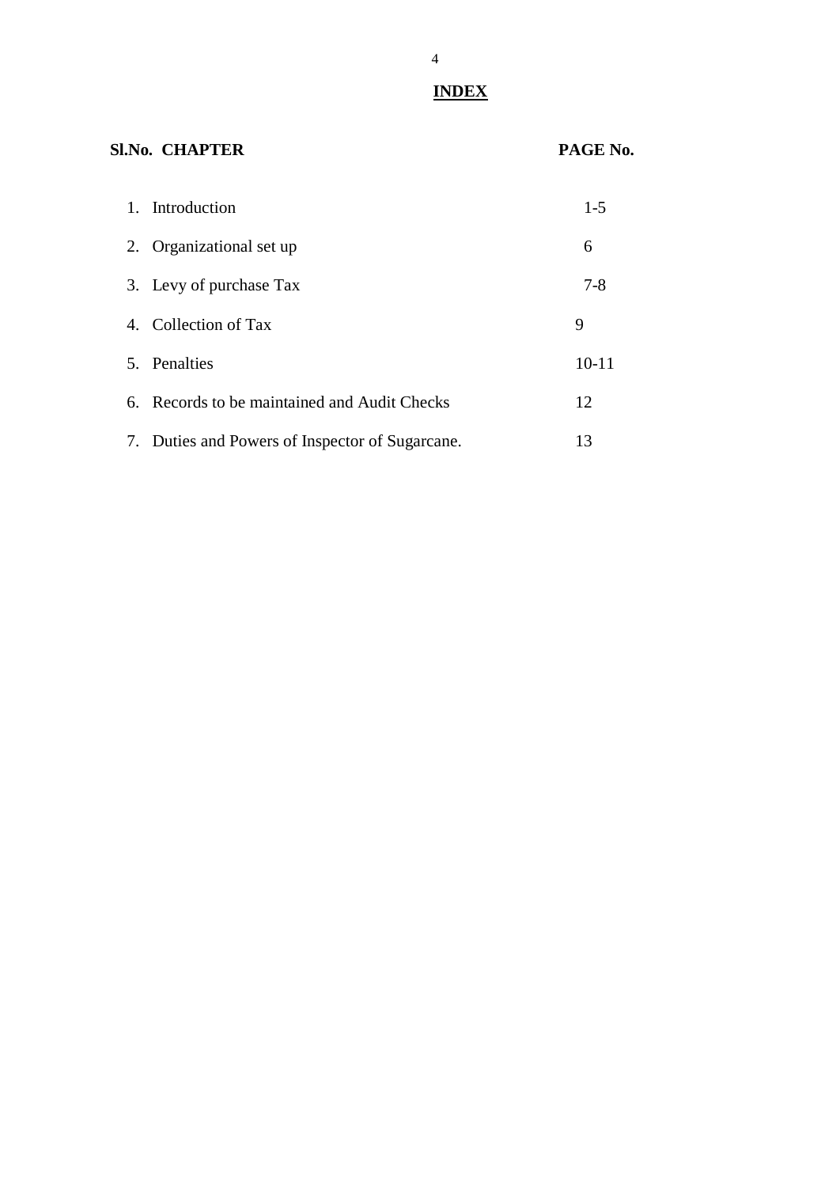# INDEX

| Sl.No. | CHAPTER | PAGE No. |
|---|---|---|
| 1. | Introduction | 1-5 |
| 2. | Organizational set up | 6 |
| 3. | Levy of purchase Tax | 7-8 |
| 4. | Collection of Tax | 9 |
| 5. | Penalties | 10-11 |
| 6. | Records to be maintained and Audit Checks | 12 |
| 7. | Duties and Powers of Inspector of Sugarcane. | 13 |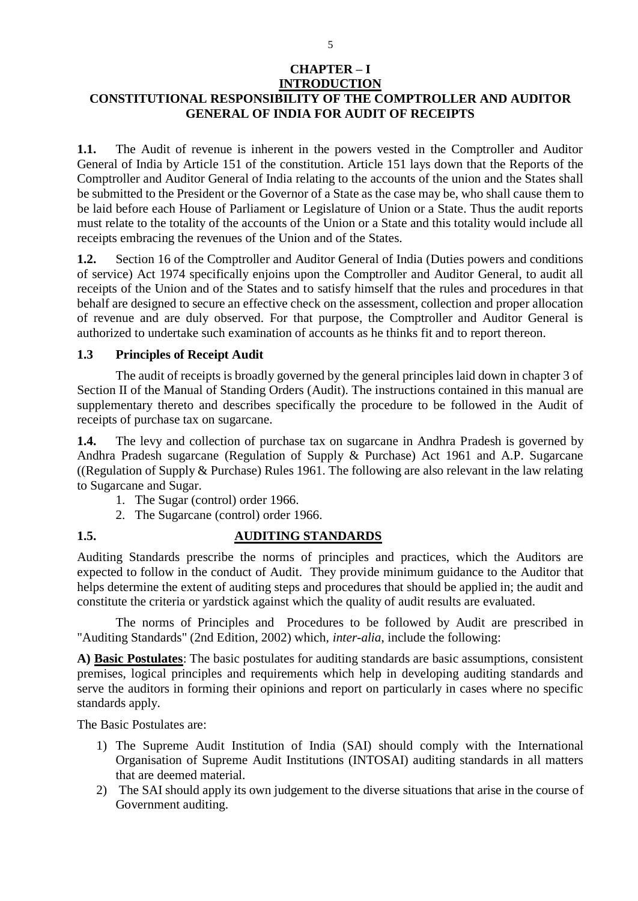# CHAPTER – I

## INTRODUCTION

## CONSTITUTIONAL RESPONSIBILITY OF THE COMPTROLLER AND AUDITOR GENERAL OF INDIA FOR AUDIT OF RECEIPTS

**1.1.** The Audit of revenue is inherent in the powers vested in the Comptroller and Auditor General of India by Article 151 of the constitution. Article 151 lays down that the Reports of the Comptroller and Auditor General of India relating to the accounts of the union and the States shall be submitted to the President or the Governor of a State as the case may be, who shall cause them to be laid before each House of Parliament or Legislature of Union or a State. Thus the audit reports must relate to the totality of the accounts of the Union or a State and this totality would include all receipts embracing the revenues of the Union and of the States.

**1.2.** Section 16 of the Comptroller and Auditor General of India (Duties powers and conditions of service) Act 1974 specifically enjoins upon the Comptroller and Auditor General, to audit all receipts of the Union and of the States and to satisfy himself that the rules and procedures in that behalf are designed to secure an effective check on the assessment, collection and proper allocation of revenue and are duly observed. For that purpose, the Comptroller and Auditor General is authorized to undertake such examination of accounts as he thinks fit and to report thereon.

### 1.3 Principles of Receipt Audit

The audit of receipts is broadly governed by the general principles laid down in chapter 3 of Section II of the Manual of Standing Orders (Audit). The instructions contained in this manual are supplementary thereto and describes specifically the procedure to be followed in the Audit of receipts of purchase tax on sugarcane.

**1.4.** The levy and collection of purchase tax on sugarcane in Andhra Pradesh is governed by Andhra Pradesh sugarcane (Regulation of Supply & Purchase) Act 1961 and A.P. Sugarcane ((Regulation of Supply & Purchase) Rules 1961. The following are also relevant in the law relating to Sugarcane and Sugar.

1. The Sugar (control) order 1966.
2. The Sugarcane (control) order 1966.

### 1.5. AUDITING STANDARDS

Auditing Standards prescribe the norms of principles and practices, which the Auditors are expected to follow in the conduct of Audit. They provide minimum guidance to the Auditor that helps determine the extent of auditing steps and procedures that should be applied in; the audit and constitute the criteria or yardstick against which the quality of audit results are evaluated.

The norms of Principles and Procedures to be followed by Audit are prescribed in "Auditing Standards" (2nd Edition, 2002) which, *inter-alia*, include the following:

**A) Basic Postulates**: The basic postulates for auditing standards are basic assumptions, consistent premises, logical principles and requirements which help in developing auditing standards and serve the auditors in forming their opinions and report on particularly in cases where no specific standards apply.

The Basic Postulates are:

1) The Supreme Audit Institution of India (SAI) should comply with the International Organisation of Supreme Audit Institutions (INTOSAI) auditing standards in all matters that are deemed material.
2) The SAI should apply its own judgement to the diverse situations that arise in the course of Government auditing.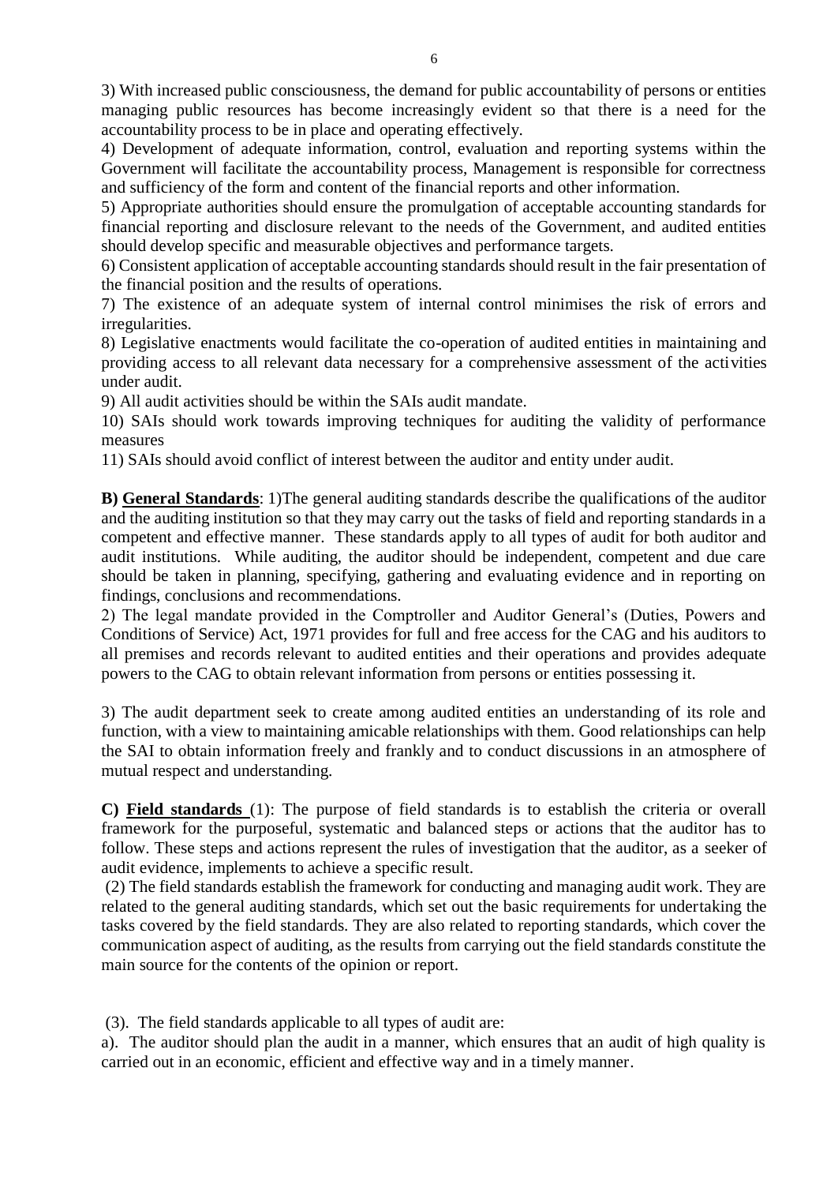3) With increased public consciousness, the demand for public accountability of persons or entities managing public resources has become increasingly evident so that there is a need for the accountability process to be in place and operating effectively.

4) Development of adequate information, control, evaluation and reporting systems within the Government will facilitate the accountability process, Management is responsible for correctness and sufficiency of the form and content of the financial reports and other information.

5) Appropriate authorities should ensure the promulgation of acceptable accounting standards for financial reporting and disclosure relevant to the needs of the Government, and audited entities should develop specific and measurable objectives and performance targets.

6) Consistent application of acceptable accounting standards should result in the fair presentation of the financial position and the results of operations.

7) The existence of an adequate system of internal control minimises the risk of errors and irregularities.

8) Legislative enactments would facilitate the co-operation of audited entities in maintaining and providing access to all relevant data necessary for a comprehensive assessment of the activities under audit.

9) All audit activities should be within the SAIs audit mandate.

10) SAIs should work towards improving techniques for auditing the validity of performance measures

11) SAIs should avoid conflict of interest between the auditor and entity under audit.

**B) General Standards**: 1)The general auditing standards describe the qualifications of the auditor and the auditing institution so that they may carry out the tasks of field and reporting standards in a competent and effective manner. These standards apply to all types of audit for both auditor and audit institutions. While auditing, the auditor should be independent, competent and due care should be taken in planning, specifying, gathering and evaluating evidence and in reporting on findings, conclusions and recommendations.

2) The legal mandate provided in the Comptroller and Auditor General's (Duties, Powers and Conditions of Service) Act, 1971 provides for full and free access for the CAG and his auditors to all premises and records relevant to audited entities and their operations and provides adequate powers to the CAG to obtain relevant information from persons or entities possessing it.

3) The audit department seek to create among audited entities an understanding of its role and function, with a view to maintaining amicable relationships with them. Good relationships can help the SAI to obtain information freely and frankly and to conduct discussions in an atmosphere of mutual respect and understanding.

**C) Field standards** (1): The purpose of field standards is to establish the criteria or overall framework for the purposeful, systematic and balanced steps or actions that the auditor has to follow. These steps and actions represent the rules of investigation that the auditor, as a seeker of audit evidence, implements to achieve a specific result.

(2) The field standards establish the framework for conducting and managing audit work. They are related to the general auditing standards, which set out the basic requirements for undertaking the tasks covered by the field standards. They are also related to reporting standards, which cover the communication aspect of auditing, as the results from carrying out the field standards constitute the main source for the contents of the opinion or report.

(3). The field standards applicable to all types of audit are:

a). The auditor should plan the audit in a manner, which ensures that an audit of high quality is carried out in an economic, efficient and effective way and in a timely manner.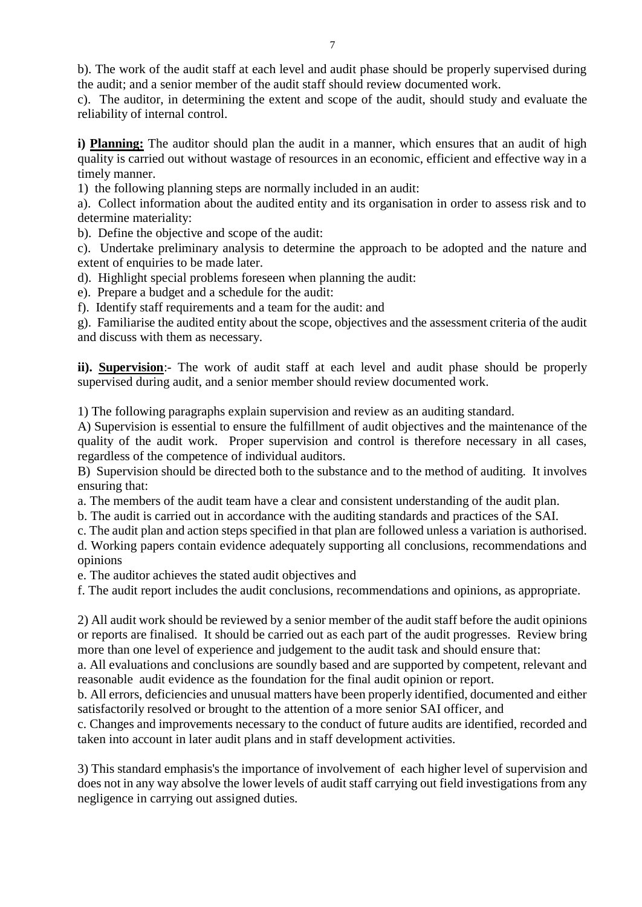b). The work of the audit staff at each level and audit phase should be properly supervised during the audit; and a senior member of the audit staff should review documented work.

c). The auditor, in determining the extent and scope of the audit, should study and evaluate the reliability of internal control.

**i) <u>Planning:</u>** The auditor should plan the audit in a manner, which ensures that an audit of high quality is carried out without wastage of resources in an economic, efficient and effective way in a timely manner.

1) the following planning steps are normally included in an audit:

a). Collect information about the audited entity and its organisation in order to assess risk and to determine materiality:

b). Define the objective and scope of the audit:

c). Undertake preliminary analysis to determine the approach to be adopted and the nature and extent of enquiries to be made later.

d). Highlight special problems foreseen when planning the audit:

e). Prepare a budget and a schedule for the audit:

f). Identify staff requirements and a team for the audit: and

g). Familiarise the audited entity about the scope, objectives and the assessment criteria of the audit and discuss with them as necessary.

**ii). <u>Supervision</u>**:- The work of audit staff at each level and audit phase should be properly supervised during audit, and a senior member should review documented work.

1) The following paragraphs explain supervision and review as an auditing standard.

A) Supervision is essential to ensure the fulfillment of audit objectives and the maintenance of the quality of the audit work. Proper supervision and control is therefore necessary in all cases, regardless of the competence of individual auditors.

B) Supervision should be directed both to the substance and to the method of auditing. It involves ensuring that:

a. The members of the audit team have a clear and consistent understanding of the audit plan.

b. The audit is carried out in accordance with the auditing standards and practices of the SAI.

c. The audit plan and action steps specified in that plan are followed unless a variation is authorised.

d. Working papers contain evidence adequately supporting all conclusions, recommendations and opinions

e. The auditor achieves the stated audit objectives and

f. The audit report includes the audit conclusions, recommendations and opinions, as appropriate.

2) All audit work should be reviewed by a senior member of the audit staff before the audit opinions or reports are finalised. It should be carried out as each part of the audit progresses. Review bring more than one level of experience and judgement to the audit task and should ensure that:

a. All evaluations and conclusions are soundly based and are supported by competent, relevant and reasonable audit evidence as the foundation for the final audit opinion or report.

b. All errors, deficiencies and unusual matters have been properly identified, documented and either satisfactorily resolved or brought to the attention of a more senior SAI officer, and

c. Changes and improvements necessary to the conduct of future audits are identified, recorded and taken into account in later audit plans and in staff development activities.

3) This standard emphasis's the importance of involvement of each higher level of supervision and does not in any way absolve the lower levels of audit staff carrying out field investigations from any negligence in carrying out assigned duties.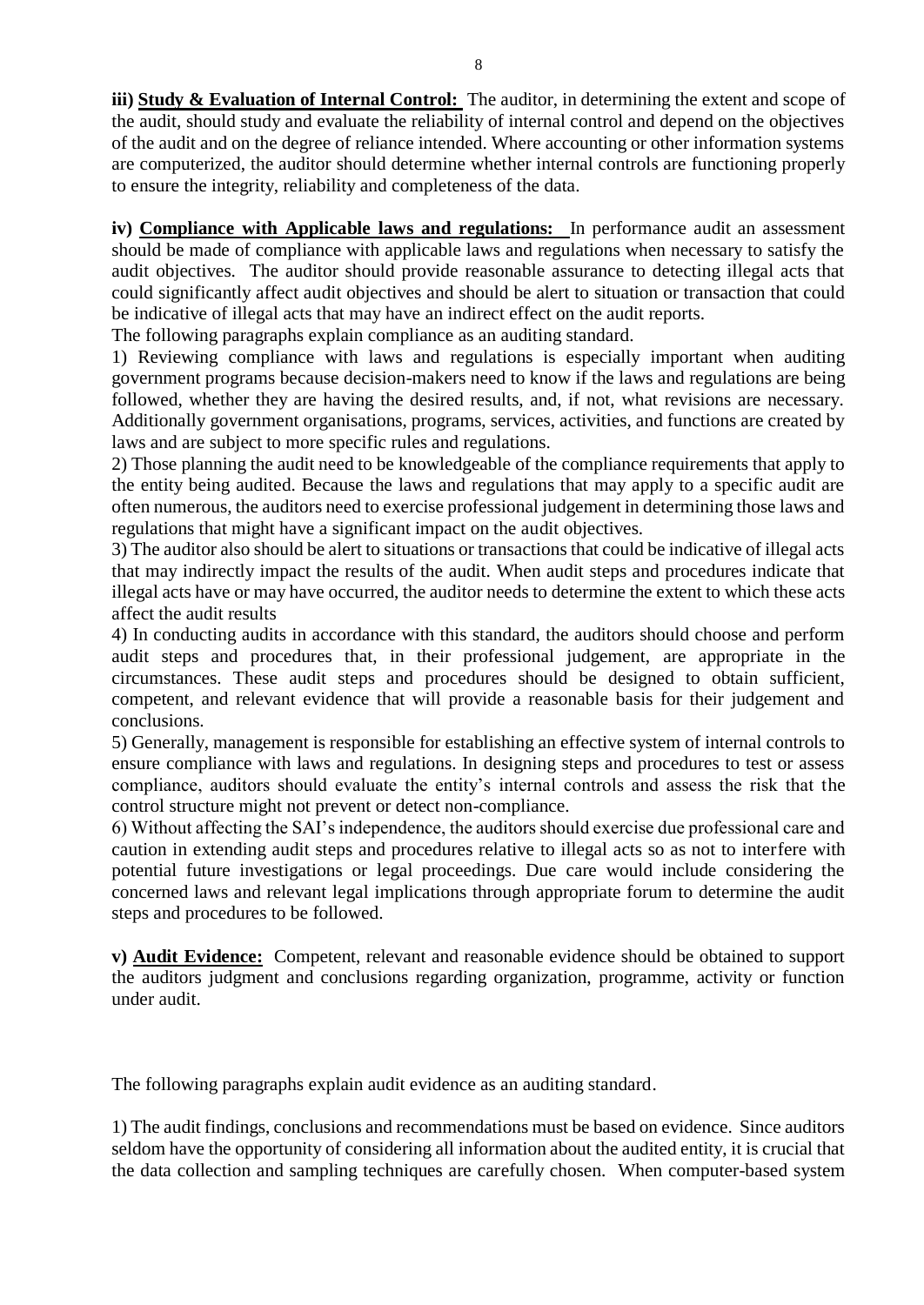**iii) Study & Evaluation of Internal Control:** The auditor, in determining the extent and scope of the audit, should study and evaluate the reliability of internal control and depend on the objectives of the audit and on the degree of reliance intended. Where accounting or other information systems are computerized, the auditor should determine whether internal controls are functioning properly to ensure the integrity, reliability and completeness of the data.

**iv) Compliance with Applicable laws and regulations:** In performance audit an assessment should be made of compliance with applicable laws and regulations when necessary to satisfy the audit objectives. The auditor should provide reasonable assurance to detecting illegal acts that could significantly affect audit objectives and should be alert to situation or transaction that could be indicative of illegal acts that may have an indirect effect on the audit reports.

The following paragraphs explain compliance as an auditing standard.

1) Reviewing compliance with laws and regulations is especially important when auditing government programs because decision-makers need to know if the laws and regulations are being followed, whether they are having the desired results, and, if not, what revisions are necessary. Additionally government organisations, programs, services, activities, and functions are created by laws and are subject to more specific rules and regulations.

2) Those planning the audit need to be knowledgeable of the compliance requirements that apply to the entity being audited. Because the laws and regulations that may apply to a specific audit are often numerous, the auditors need to exercise professional judgement in determining those laws and regulations that might have a significant impact on the audit objectives.

3) The auditor also should be alert to situations or transactions that could be indicative of illegal acts that may indirectly impact the results of the audit. When audit steps and procedures indicate that illegal acts have or may have occurred, the auditor needs to determine the extent to which these acts affect the audit results

4) In conducting audits in accordance with this standard, the auditors should choose and perform audit steps and procedures that, in their professional judgement, are appropriate in the circumstances. These audit steps and procedures should be designed to obtain sufficient, competent, and relevant evidence that will provide a reasonable basis for their judgement and conclusions.

5) Generally, management is responsible for establishing an effective system of internal controls to ensure compliance with laws and regulations. In designing steps and procedures to test or assess compliance, auditors should evaluate the entity's internal controls and assess the risk that the control structure might not prevent or detect non-compliance.

6) Without affecting the SAI's independence, the auditors should exercise due professional care and caution in extending audit steps and procedures relative to illegal acts so as not to interfere with potential future investigations or legal proceedings. Due care would include considering the concerned laws and relevant legal implications through appropriate forum to determine the audit steps and procedures to be followed.

**v) Audit Evidence:** Competent, relevant and reasonable evidence should be obtained to support the auditors judgment and conclusions regarding organization, programme, activity or function under audit.

The following paragraphs explain audit evidence as an auditing standard.

1) The audit findings, conclusions and recommendations must be based on evidence. Since auditors seldom have the opportunity of considering all information about the audited entity, it is crucial that the data collection and sampling techniques are carefully chosen. When computer-based system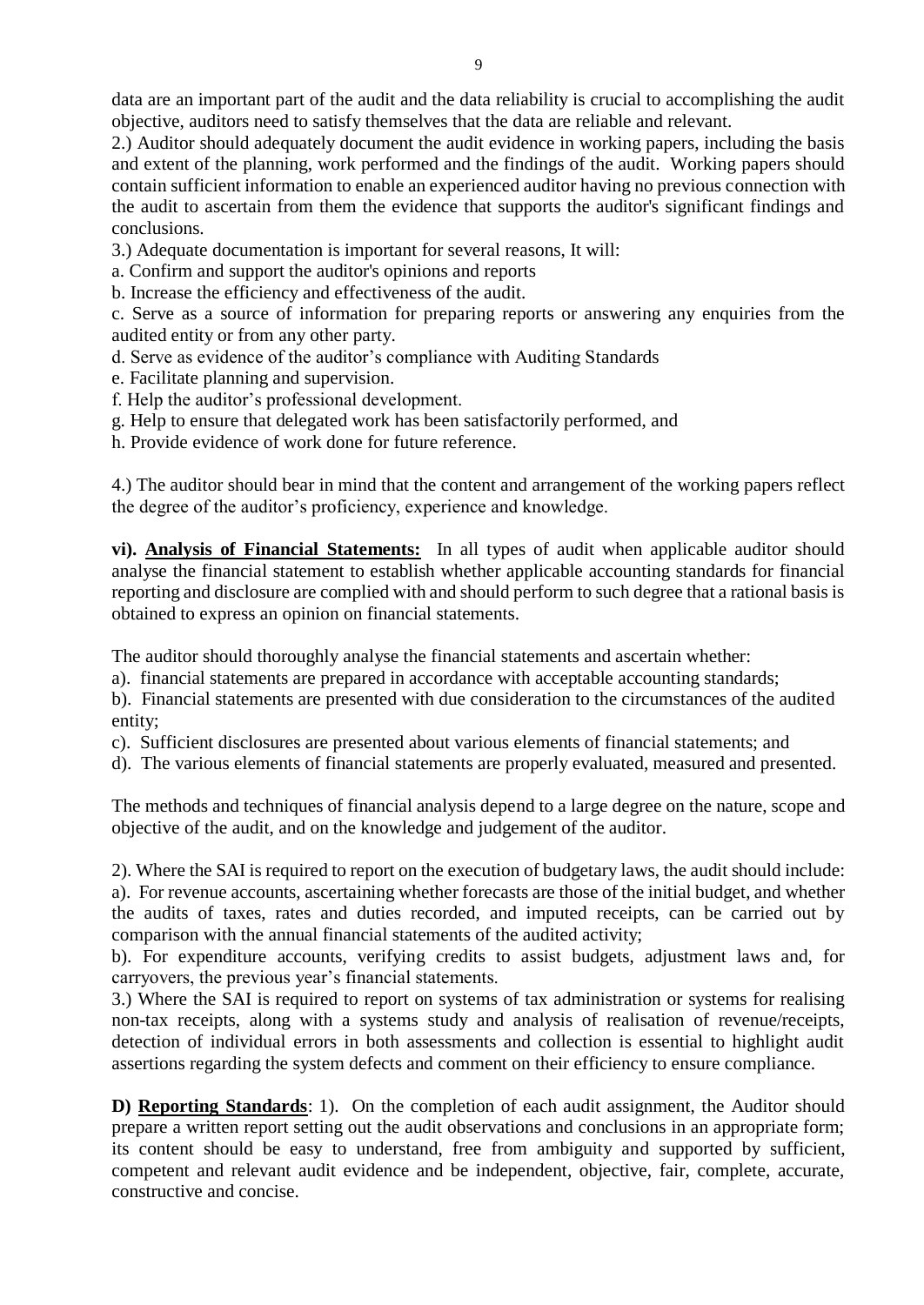data are an important part of the audit and the data reliability is crucial to accomplishing the audit objective, auditors need to satisfy themselves that the data are reliable and relevant.

2.) Auditor should adequately document the audit evidence in working papers, including the basis and extent of the planning, work performed and the findings of the audit. Working papers should contain sufficient information to enable an experienced auditor having no previous connection with the audit to ascertain from them the evidence that supports the auditor's significant findings and conclusions.

3.) Adequate documentation is important for several reasons, It will:

a. Confirm and support the auditor's opinions and reports

b. Increase the efficiency and effectiveness of the audit.

c. Serve as a source of information for preparing reports or answering any enquiries from the audited entity or from any other party.

d. Serve as evidence of the auditor's compliance with Auditing Standards

e. Facilitate planning and supervision.

f. Help the auditor's professional development.

g. Help to ensure that delegated work has been satisfactorily performed, and

h. Provide evidence of work done for future reference.

4.) The auditor should bear in mind that the content and arrangement of the working papers reflect the degree of the auditor's proficiency, experience and knowledge.

**vi). <u>Analysis of Financial Statements:</u>** In all types of audit when applicable auditor should analyse the financial statement to establish whether applicable accounting standards for financial reporting and disclosure are complied with and should perform to such degree that a rational basis is obtained to express an opinion on financial statements.

The auditor should thoroughly analyse the financial statements and ascertain whether:

a). financial statements are prepared in accordance with acceptable accounting standards;

b). Financial statements are presented with due consideration to the circumstances of the audited entity;

c). Sufficient disclosures are presented about various elements of financial statements; and

d). The various elements of financial statements are properly evaluated, measured and presented.

The methods and techniques of financial analysis depend to a large degree on the nature, scope and objective of the audit, and on the knowledge and judgement of the auditor.

2). Where the SAI is required to report on the execution of budgetary laws, the audit should include:

a). For revenue accounts, ascertaining whether forecasts are those of the initial budget, and whether the audits of taxes, rates and duties recorded, and imputed receipts, can be carried out by comparison with the annual financial statements of the audited activity;

b). For expenditure accounts, verifying credits to assist budgets, adjustment laws and, for carryovers, the previous year's financial statements.

3.) Where the SAI is required to report on systems of tax administration or systems for realising non-tax receipts, along with a systems study and analysis of realisation of revenue/receipts, detection of individual errors in both assessments and collection is essential to highlight audit assertions regarding the system defects and comment on their efficiency to ensure compliance.

**D) <u>Reporting Standards</u>**: 1). On the completion of each audit assignment, the Auditor should prepare a written report setting out the audit observations and conclusions in an appropriate form; its content should be easy to understand, free from ambiguity and supported by sufficient, competent and relevant audit evidence and be independent, objective, fair, complete, accurate, constructive and concise.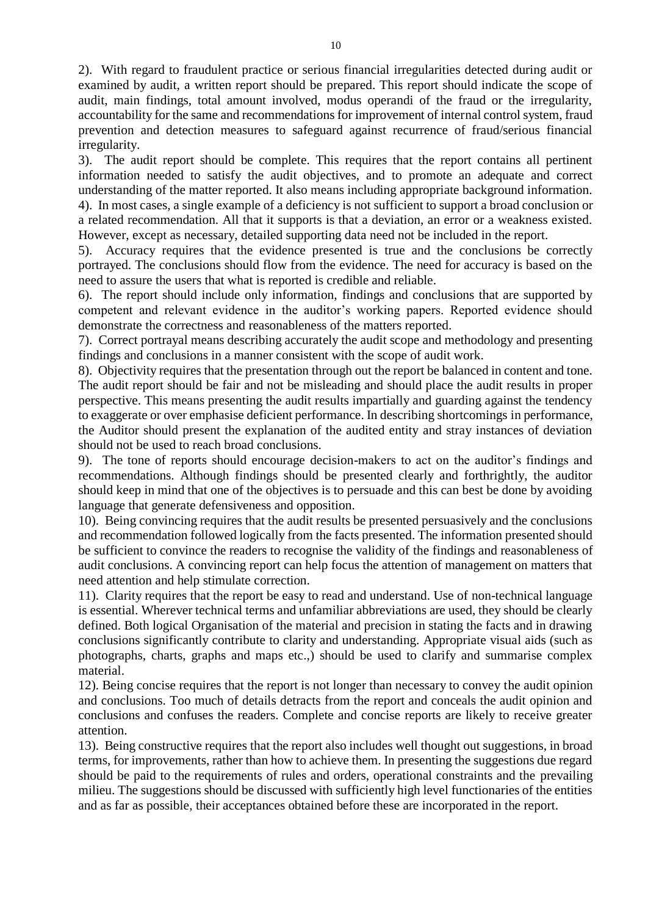2). With regard to fraudulent practice or serious financial irregularities detected during audit or examined by audit, a written report should be prepared. This report should indicate the scope of audit, main findings, total amount involved, modus operandi of the fraud or the irregularity, accountability for the same and recommendations for improvement of internal control system, fraud prevention and detection measures to safeguard against recurrence of fraud/serious financial irregularity.

3). The audit report should be complete. This requires that the report contains all pertinent information needed to satisfy the audit objectives, and to promote an adequate and correct understanding of the matter reported. It also means including appropriate background information.

4). In most cases, a single example of a deficiency is not sufficient to support a broad conclusion or a related recommendation. All that it supports is that a deviation, an error or a weakness existed. However, except as necessary, detailed supporting data need not be included in the report.

5). Accuracy requires that the evidence presented is true and the conclusions be correctly portrayed. The conclusions should flow from the evidence. The need for accuracy is based on the need to assure the users that what is reported is credible and reliable.

6). The report should include only information, findings and conclusions that are supported by competent and relevant evidence in the auditor's working papers. Reported evidence should demonstrate the correctness and reasonableness of the matters reported.

7). Correct portrayal means describing accurately the audit scope and methodology and presenting findings and conclusions in a manner consistent with the scope of audit work.

8). Objectivity requires that the presentation through out the report be balanced in content and tone. The audit report should be fair and not be misleading and should place the audit results in proper perspective. This means presenting the audit results impartially and guarding against the tendency to exaggerate or over emphasise deficient performance. In describing shortcomings in performance, the Auditor should present the explanation of the audited entity and stray instances of deviation should not be used to reach broad conclusions.

9). The tone of reports should encourage decision-makers to act on the auditor's findings and recommendations. Although findings should be presented clearly and forthrightly, the auditor should keep in mind that one of the objectives is to persuade and this can best be done by avoiding language that generate defensiveness and opposition.

10). Being convincing requires that the audit results be presented persuasively and the conclusions and recommendation followed logically from the facts presented. The information presented should be sufficient to convince the readers to recognise the validity of the findings and reasonableness of audit conclusions. A convincing report can help focus the attention of management on matters that need attention and help stimulate correction.

11). Clarity requires that the report be easy to read and understand. Use of non-technical language is essential. Wherever technical terms and unfamiliar abbreviations are used, they should be clearly defined. Both logical Organisation of the material and precision in stating the facts and in drawing conclusions significantly contribute to clarity and understanding. Appropriate visual aids (such as photographs, charts, graphs and maps etc.,) should be used to clarify and summarise complex material.

12). Being concise requires that the report is not longer than necessary to convey the audit opinion and conclusions. Too much of details detracts from the report and conceals the audit opinion and conclusions and confuses the readers. Complete and concise reports are likely to receive greater attention.

13). Being constructive requires that the report also includes well thought out suggestions, in broad terms, for improvements, rather than how to achieve them. In presenting the suggestions due regard should be paid to the requirements of rules and orders, operational constraints and the prevailing milieu. The suggestions should be discussed with sufficiently high level functionaries of the entities and as far as possible, their acceptances obtained before these are incorporated in the report.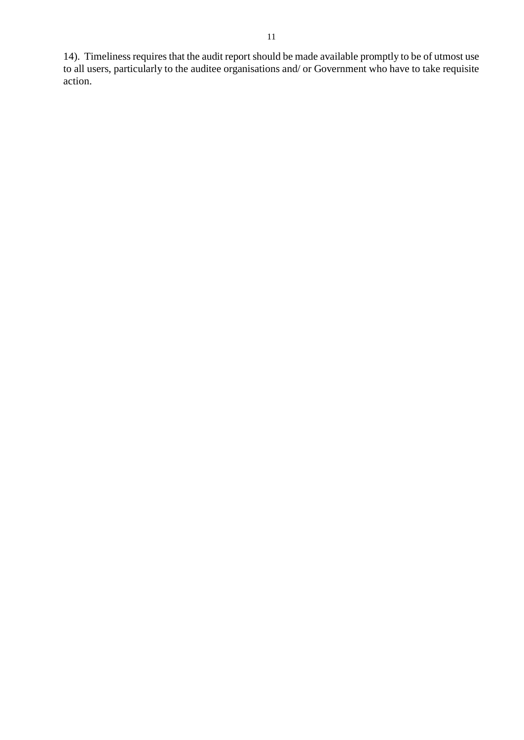14). Timeliness requires that the audit report should be made available promptly to be of utmost use to all users, particularly to the auditee organisations and/ or Government who have to take requisite action.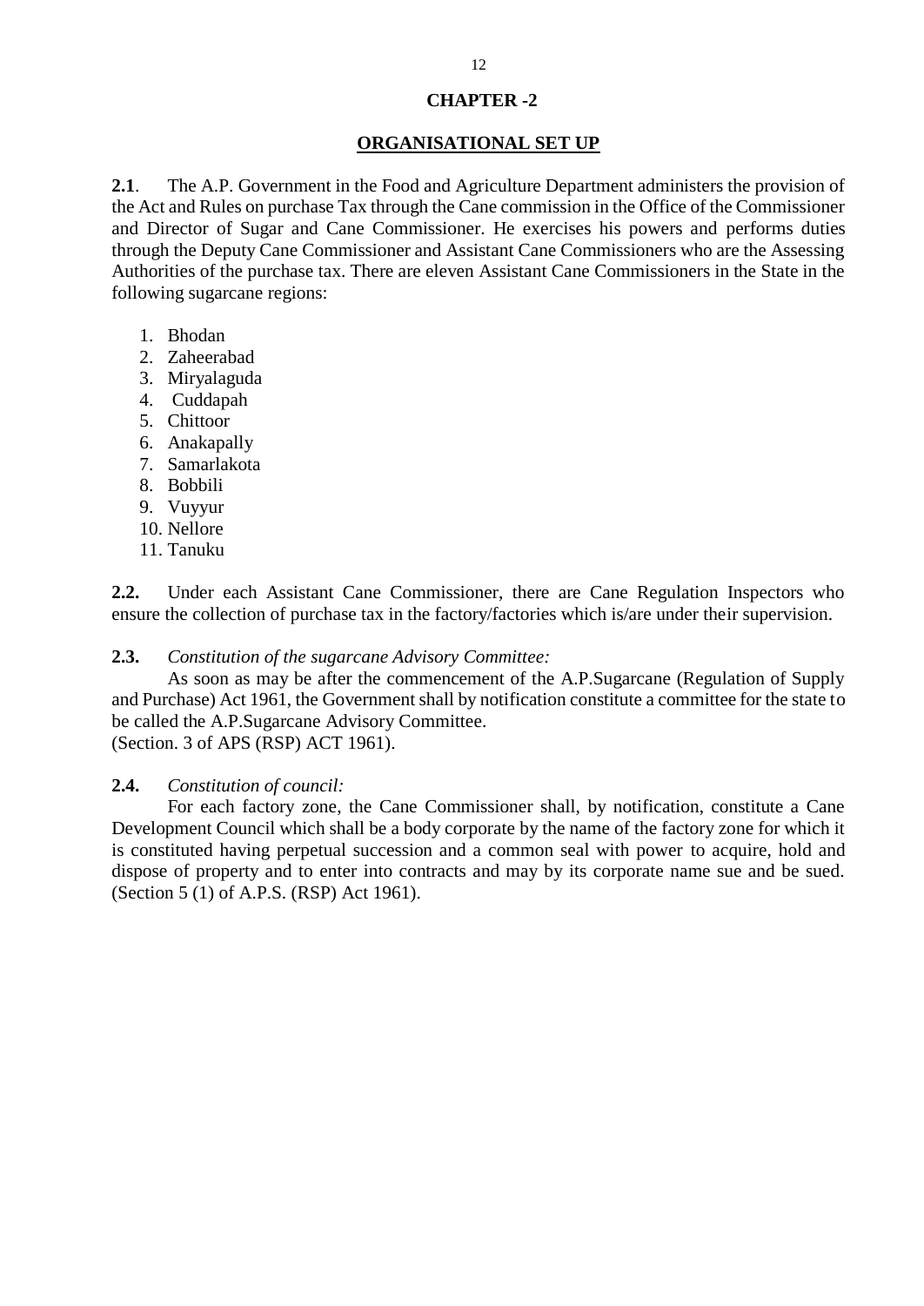# CHAPTER -2

## ORGANISATIONAL SET UP

**2.1**. The A.P. Government in the Food and Agriculture Department administers the provision of the Act and Rules on purchase Tax through the Cane commission in the Office of the Commissioner and Director of Sugar and Cane Commissioner. He exercises his powers and performs duties through the Deputy Cane Commissioner and Assistant Cane Commissioners who are the Assessing Authorities of the purchase tax. There are eleven Assistant Cane Commissioners in the State in the following sugarcane regions:

1. Bhodan
2. Zaheerabad
3. Miryalaguda
4. Cuddapah
5. Chittoor
6. Anakapally
7. Samarlakota
8. Bobbili
9. Vuyyur
10. Nellore
11. Tanuku

**2.2.** Under each Assistant Cane Commissioner, there are Cane Regulation Inspectors who ensure the collection of purchase tax in the factory/factories which is/are under their supervision.

**2.3.** *Constitution of the sugarcane Advisory Committee:*

As soon as may be after the commencement of the A.P.Sugarcane (Regulation of Supply and Purchase) Act 1961, the Government shall by notification constitute a committee for the state to be called the A.P.Sugarcane Advisory Committee.
(Section. 3 of APS (RSP) ACT 1961).

**2.4.** *Constitution of council:*

For each factory zone, the Cane Commissioner shall, by notification, constitute a Cane Development Council which shall be a body corporate by the name of the factory zone for which it is constituted having perpetual succession and a common seal with power to acquire, hold and dispose of property and to enter into contracts and may by its corporate name sue and be sued. (Section 5 (1) of A.P.S. (RSP) Act 1961).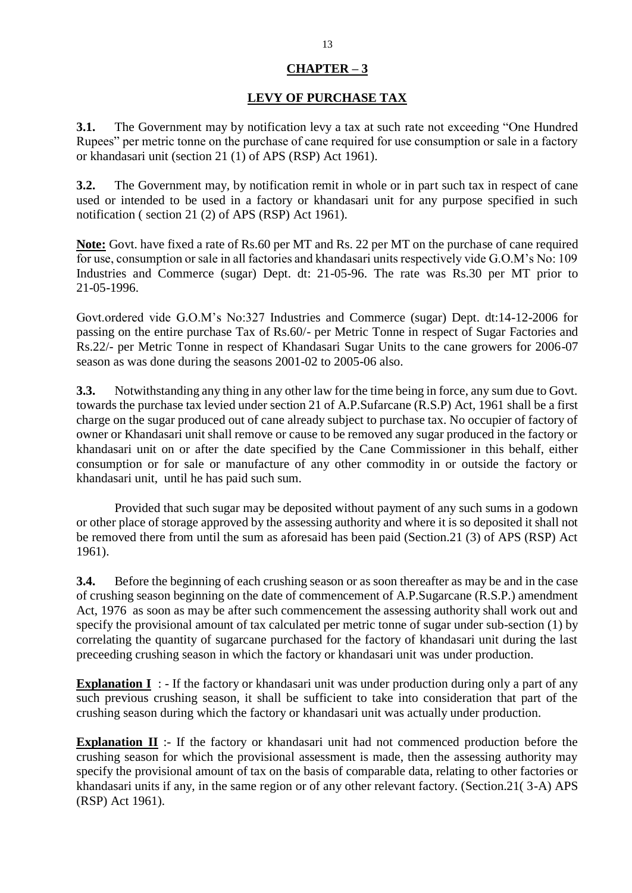## CHAPTER – 3

## LEVY OF PURCHASE TAX

**3.1.** The Government may by notification levy a tax at such rate not exceeding "One Hundred Rupees" per metric tonne on the purchase of cane required for use consumption or sale in a factory or khandasari unit (section 21 (1) of APS (RSP) Act 1961).

**3.2.** The Government may, by notification remit in whole or in part such tax in respect of cane used or intended to be used in a factory or khandasari unit for any purpose specified in such notification ( section 21 (2) of APS (RSP) Act 1961).

**Note:** Govt. have fixed a rate of Rs.60 per MT and Rs. 22 per MT on the purchase of cane required for use, consumption or sale in all factories and khandasari units respectively vide G.O.M's No: 109 Industries and Commerce (sugar) Dept. dt: 21-05-96. The rate was Rs.30 per MT prior to 21-05-1996.

Govt.ordered vide G.O.M's No:327 Industries and Commerce (sugar) Dept. dt:14-12-2006 for passing on the entire purchase Tax of Rs.60/- per Metric Tonne in respect of Sugar Factories and Rs.22/- per Metric Tonne in respect of Khandasari Sugar Units to the cane growers for 2006-07 season as was done during the seasons 2001-02 to 2005-06 also.

**3.3.** Notwithstanding any thing in any other law for the time being in force, any sum due to Govt. towards the purchase tax levied under section 21 of A.P.Sufarcane (R.S.P) Act, 1961 shall be a first charge on the sugar produced out of cane already subject to purchase tax. No occupier of factory of owner or Khandasari unit shall remove or cause to be removed any sugar produced in the factory or khandasari unit on or after the date specified by the Cane Commissioner in this behalf, either consumption or for sale or manufacture of any other commodity in or outside the factory or khandasari unit, until he has paid such sum.

Provided that such sugar may be deposited without payment of any such sums in a godown or other place of storage approved by the assessing authority and where it is so deposited it shall not be removed there from until the sum as aforesaid has been paid (Section.21 (3) of APS (RSP) Act 1961).

**3.4.** Before the beginning of each crushing season or as soon thereafter as may be and in the case of crushing season beginning on the date of commencement of A.P.Sugarcane (R.S.P.) amendment Act, 1976 as soon as may be after such commencement the assessing authority shall work out and specify the provisional amount of tax calculated per metric tonne of sugar under sub-section (1) by correlating the quantity of sugarcane purchased for the factory of khandasari unit during the last preceeding crushing season in which the factory or khandasari unit was under production.

**Explanation I** : - If the factory or khandasari unit was under production during only a part of any such previous crushing season, it shall be sufficient to take into consideration that part of the crushing season during which the factory or khandasari unit was actually under production.

**Explanation II** :- If the factory or khandasari unit had not commenced production before the crushing season for which the provisional assessment is made, then the assessing authority may specify the provisional amount of tax on the basis of comparable data, relating to other factories or khandasari units if any, in the same region or of any other relevant factory. (Section.21( 3-A) APS (RSP) Act 1961).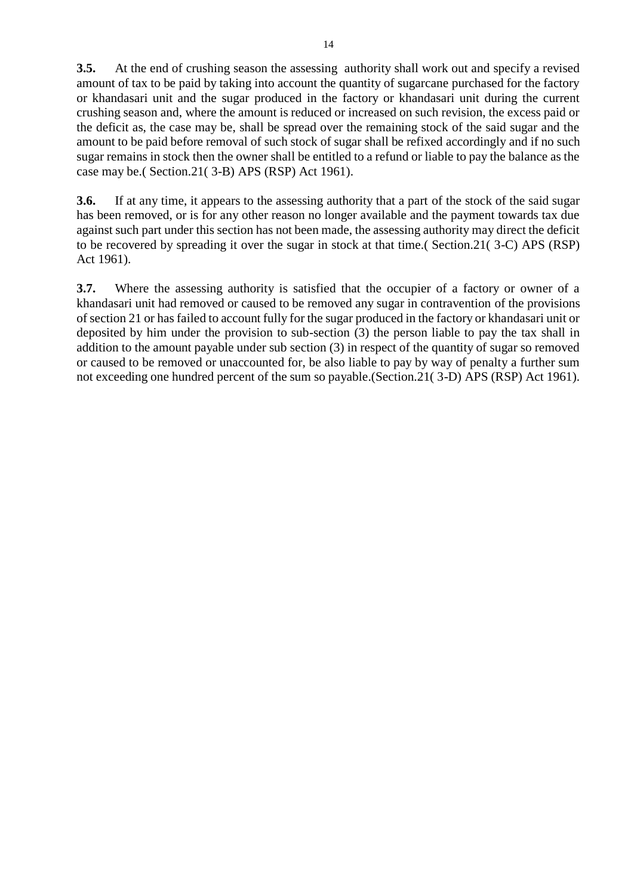**3.5.** At the end of crushing season the assessing authority shall work out and specify a revised amount of tax to be paid by taking into account the quantity of sugarcane purchased for the factory or khandasari unit and the sugar produced in the factory or khandasari unit during the current crushing season and, where the amount is reduced or increased on such revision, the excess paid or the deficit as, the case may be, shall be spread over the remaining stock of the said sugar and the amount to be paid before removal of such stock of sugar shall be refixed accordingly and if no such sugar remains in stock then the owner shall be entitled to a refund or liable to pay the balance as the case may be.( Section.21( 3-B) APS (RSP) Act 1961).

**3.6.** If at any time, it appears to the assessing authority that a part of the stock of the said sugar has been removed, or is for any other reason no longer available and the payment towards tax due against such part under this section has not been made, the assessing authority may direct the deficit to be recovered by spreading it over the sugar in stock at that time.( Section.21( 3-C) APS (RSP) Act 1961).

**3.7.** Where the assessing authority is satisfied that the occupier of a factory or owner of a khandasari unit had removed or caused to be removed any sugar in contravention of the provisions of section 21 or has failed to account fully for the sugar produced in the factory or khandasari unit or deposited by him under the provision to sub-section (3) the person liable to pay the tax shall in addition to the amount payable under sub section (3) in respect of the quantity of sugar so removed or caused to be removed or unaccounted for, be also liable to pay by way of penalty a further sum not exceeding one hundred percent of the sum so payable.(Section.21( 3-D) APS (RSP) Act 1961).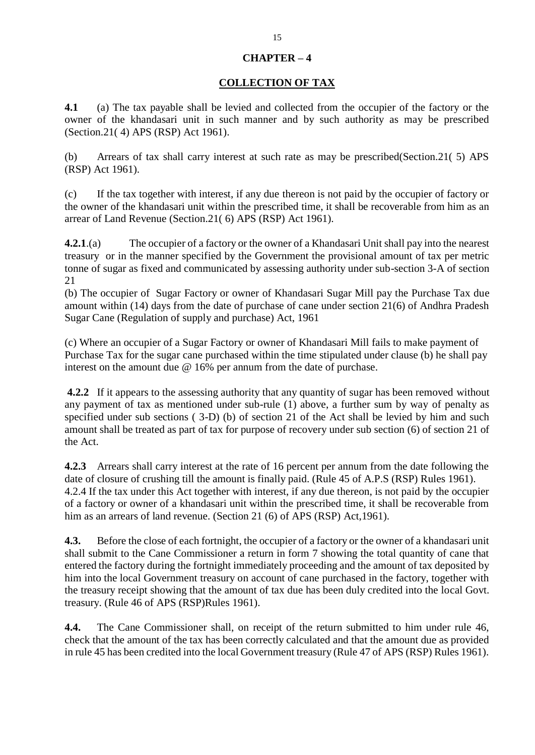## CHAPTER – 4

## COLLECTION OF TAX

**4.1** (a) The tax payable shall be levied and collected from the occupier of the factory or the owner of the khandasari unit in such manner and by such authority as may be prescribed (Section.21( 4) APS (RSP) Act 1961).

(b) Arrears of tax shall carry interest at such rate as may be prescribed(Section.21( 5) APS (RSP) Act 1961).

(c) If the tax together with interest, if any due thereon is not paid by the occupier of factory or the owner of the khandasari unit within the prescribed time, it shall be recoverable from him as an arrear of Land Revenue (Section.21( 6) APS (RSP) Act 1961).

**4.2.1**.(a) The occupier of a factory or the owner of a Khandasari Unit shall pay into the nearest treasury or in the manner specified by the Government the provisional amount of tax per metric tonne of sugar as fixed and communicated by assessing authority under sub-section 3-A of section 21

(b) The occupier of Sugar Factory or owner of Khandasari Sugar Mill pay the Purchase Tax due amount within (14) days from the date of purchase of cane under section 21(6) of Andhra Pradesh Sugar Cane (Regulation of supply and purchase) Act, 1961

(c) Where an occupier of a Sugar Factory or owner of Khandasari Mill fails to make payment of Purchase Tax for the sugar cane purchased within the time stipulated under clause (b) he shall pay interest on the amount due @ 16% per annum from the date of purchase.

**4.2.2** If it appears to the assessing authority that any quantity of sugar has been removed without any payment of tax as mentioned under sub-rule (1) above, a further sum by way of penalty as specified under sub sections ( 3-D) (b) of section 21 of the Act shall be levied by him and such amount shall be treated as part of tax for purpose of recovery under sub section (6) of section 21 of the Act.

**4.2.3** Arrears shall carry interest at the rate of 16 percent per annum from the date following the date of closure of crushing till the amount is finally paid. (Rule 45 of A.P.S (RSP) Rules 1961).

4.2.4 If the tax under this Act together with interest, if any due thereon, is not paid by the occupier of a factory or owner of a khandasari unit within the prescribed time, it shall be recoverable from him as an arrears of land revenue. (Section 21 (6) of APS (RSP) Act,1961).

**4.3.** Before the close of each fortnight, the occupier of a factory or the owner of a khandasari unit shall submit to the Cane Commissioner a return in form 7 showing the total quantity of cane that entered the factory during the fortnight immediately proceeding and the amount of tax deposited by him into the local Government treasury on account of cane purchased in the factory, together with the treasury receipt showing that the amount of tax due has been duly credited into the local Govt. treasury. (Rule 46 of APS (RSP)Rules 1961).

**4.4.** The Cane Commissioner shall, on receipt of the return submitted to him under rule 46, check that the amount of the tax has been correctly calculated and that the amount due as provided in rule 45 has been credited into the local Government treasury (Rule 47 of APS (RSP) Rules 1961).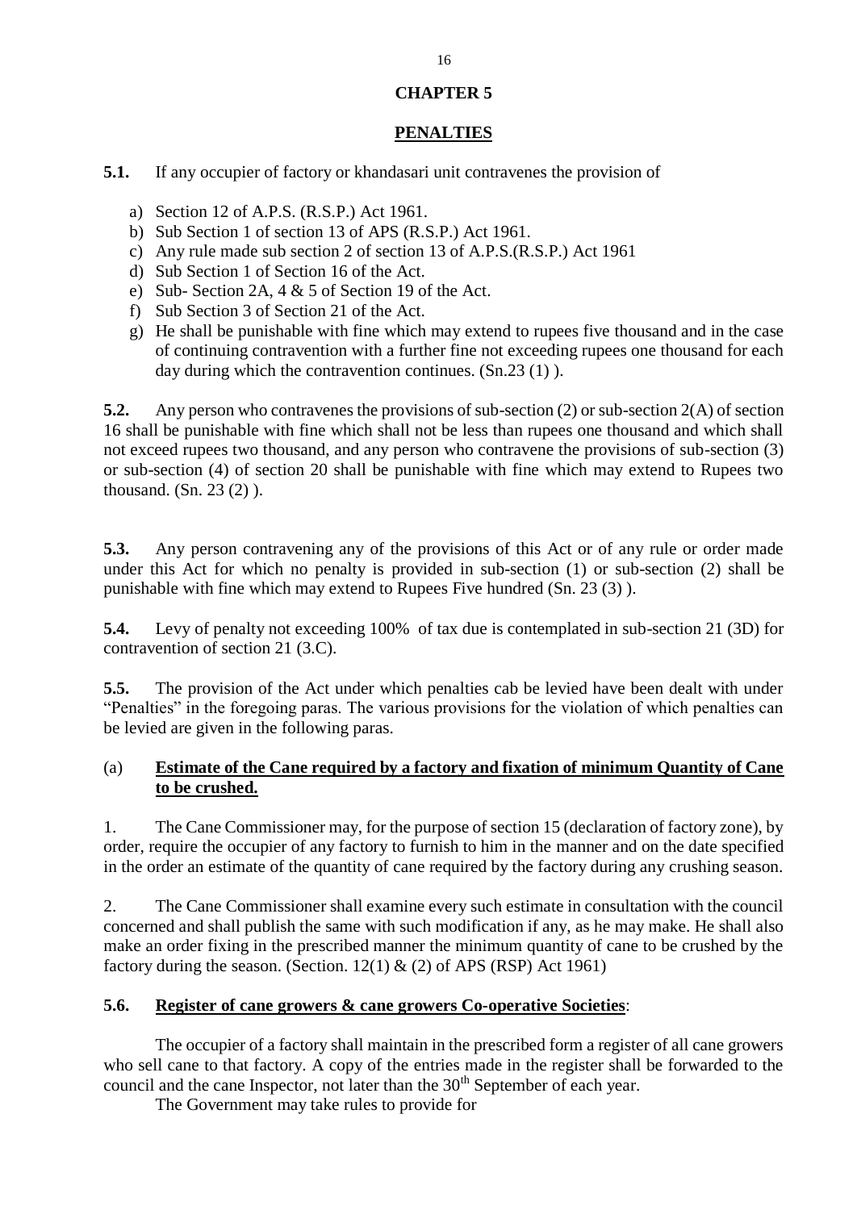# CHAPTER 5

## PENALTIES

**5.1.** If any occupier of factory or khandasari unit contravenes the provision of

a) Section 12 of A.P.S. (R.S.P.) Act 1961.
b) Sub Section 1 of section 13 of APS (R.S.P.) Act 1961.
c) Any rule made sub section 2 of section 13 of A.P.S.(R.S.P.) Act 1961
d) Sub Section 1 of Section 16 of the Act.
e) Sub- Section 2A, 4 & 5 of Section 19 of the Act.
f) Sub Section 3 of Section 21 of the Act.
g) He shall be punishable with fine which may extend to rupees five thousand and in the case of continuing contravention with a further fine not exceeding rupees one thousand for each day during which the contravention continues. (Sn.23 (1) ).

**5.2.** Any person who contravenes the provisions of sub-section (2) or sub-section 2(A) of section 16 shall be punishable with fine which shall not be less than rupees one thousand and which shall not exceed rupees two thousand, and any person who contravene the provisions of sub-section (3) or sub-section (4) of section 20 shall be punishable with fine which may extend to Rupees two thousand. (Sn. 23 (2) ).

**5.3.** Any person contravening any of the provisions of this Act or of any rule or order made under this Act for which no penalty is provided in sub-section (1) or sub-section (2) shall be punishable with fine which may extend to Rupees Five hundred (Sn. 23 (3) ).

**5.4.** Levy of penalty not exceeding 100% of tax due is contemplated in sub-section 21 (3D) for contravention of section 21 (3.C).

**5.5.** The provision of the Act under which penalties cab be levied have been dealt with under "Penalties" in the foregoing paras. The various provisions for the violation of which penalties can be levied are given in the following paras.

### (a) Estimate of the Cane required by a factory and fixation of minimum Quantity of Cane to be crushed.

1. The Cane Commissioner may, for the purpose of section 15 (declaration of factory zone), by order, require the occupier of any factory to furnish to him in the manner and on the date specified in the order an estimate of the quantity of cane required by the factory during any crushing season.

2. The Cane Commissioner shall examine every such estimate in consultation with the council concerned and shall publish the same with such modification if any, as he may make. He shall also make an order fixing in the prescribed manner the minimum quantity of cane to be crushed by the factory during the season. (Section. 12(1) & (2) of APS (RSP) Act 1961)

### 5.6. Register of cane growers & cane growers Co-operative Societies:

The occupier of a factory shall maintain in the prescribed form a register of all cane growers who sell cane to that factory. A copy of the entries made in the register shall be forwarded to the council and the cane Inspector, not later than the 30th September of each year.

The Government may take rules to provide for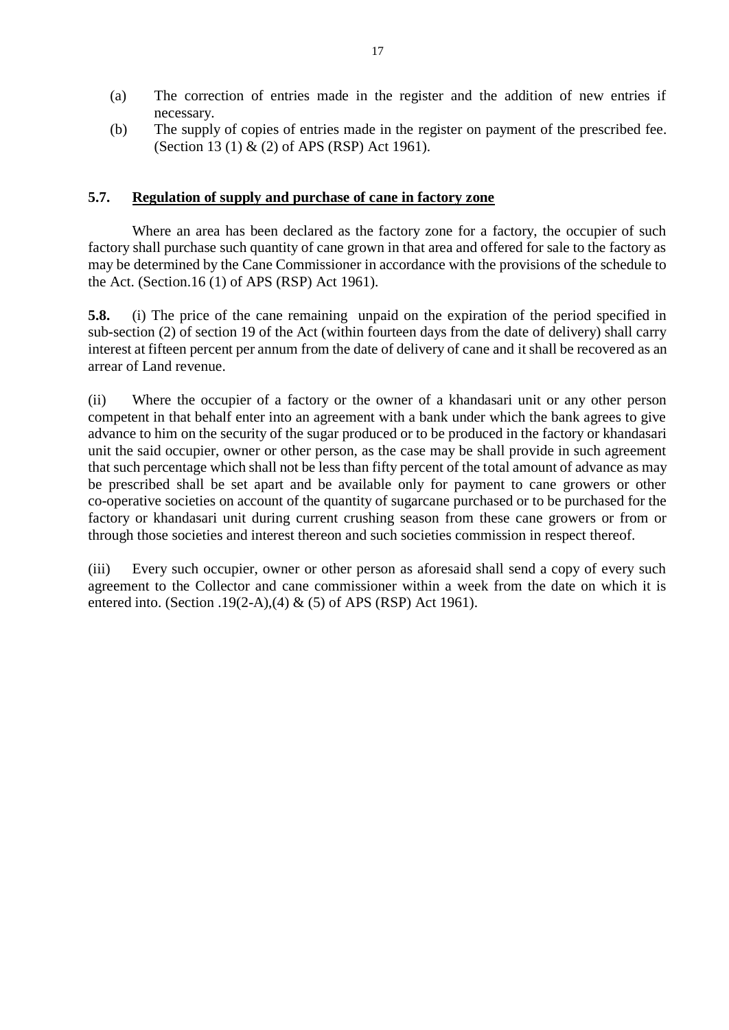(a) The correction of entries made in the register and the addition of new entries if necessary.

(b) The supply of copies of entries made in the register on payment of the prescribed fee. (Section 13 (1) & (2) of APS (RSP) Act 1961).

### 5.7. <u>Regulation of supply and purchase of cane in factory zone</u>

Where an area has been declared as the factory zone for a factory, the occupier of such factory shall purchase such quantity of cane grown in that area and offered for sale to the factory as may be determined by the Cane Commissioner in accordance with the provisions of the schedule to the Act. (Section.16 (1) of APS (RSP) Act 1961).

**5.8.** (i) The price of the cane remaining unpaid on the expiration of the period specified in sub-section (2) of section 19 of the Act (within fourteen days from the date of delivery) shall carry interest at fifteen percent per annum from the date of delivery of cane and it shall be recovered as an arrear of Land revenue.

(ii) Where the occupier of a factory or the owner of a khandasari unit or any other person competent in that behalf enter into an agreement with a bank under which the bank agrees to give advance to him on the security of the sugar produced or to be produced in the factory or khandasari unit the said occupier, owner or other person, as the case may be shall provide in such agreement that such percentage which shall not be less than fifty percent of the total amount of advance as may be prescribed shall be set apart and be available only for payment to cane growers or other co-operative societies on account of the quantity of sugarcane purchased or to be purchased for the factory or khandasari unit during current crushing season from these cane growers or from or through those societies and interest thereon and such societies commission in respect thereof.

(iii) Every such occupier, owner or other person as aforesaid shall send a copy of every such agreement to the Collector and cane commissioner within a week from the date on which it is entered into. (Section .19(2-A),(4) & (5) of APS (RSP) Act 1961).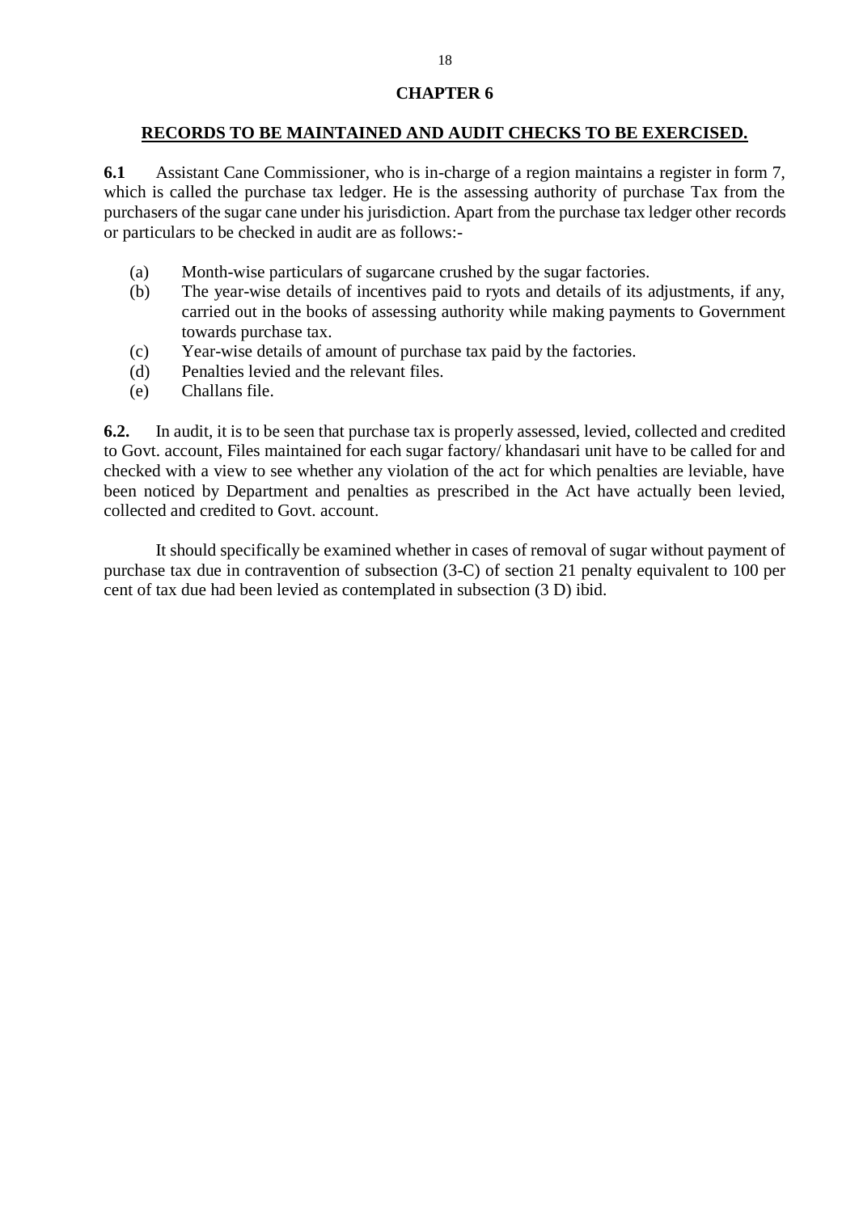# CHAPTER 6

## RECORDS TO BE MAINTAINED AND AUDIT CHECKS TO BE EXERCISED.

**6.1** Assistant Cane Commissioner, who is in-charge of a region maintains a register in form 7, which is called the purchase tax ledger. He is the assessing authority of purchase Tax from the purchasers of the sugar cane under his jurisdiction. Apart from the purchase tax ledger other records or particulars to be checked in audit are as follows:-

(a) Month-wise particulars of sugarcane crushed by the sugar factories.
(b) The year-wise details of incentives paid to ryots and details of its adjustments, if any, carried out in the books of assessing authority while making payments to Government towards purchase tax.
(c) Year-wise details of amount of purchase tax paid by the factories.
(d) Penalties levied and the relevant files.
(e) Challans file.

**6.2.** In audit, it is to be seen that purchase tax is properly assessed, levied, collected and credited to Govt. account, Files maintained for each sugar factory/ khandasari unit have to be called for and checked with a view to see whether any violation of the act for which penalties are leviable, have been noticed by Department and penalties as prescribed in the Act have actually been levied, collected and credited to Govt. account.

It should specifically be examined whether in cases of removal of sugar without payment of purchase tax due in contravention of subsection (3-C) of section 21 penalty equivalent to 100 per cent of tax due had been levied as contemplated in subsection (3 D) ibid.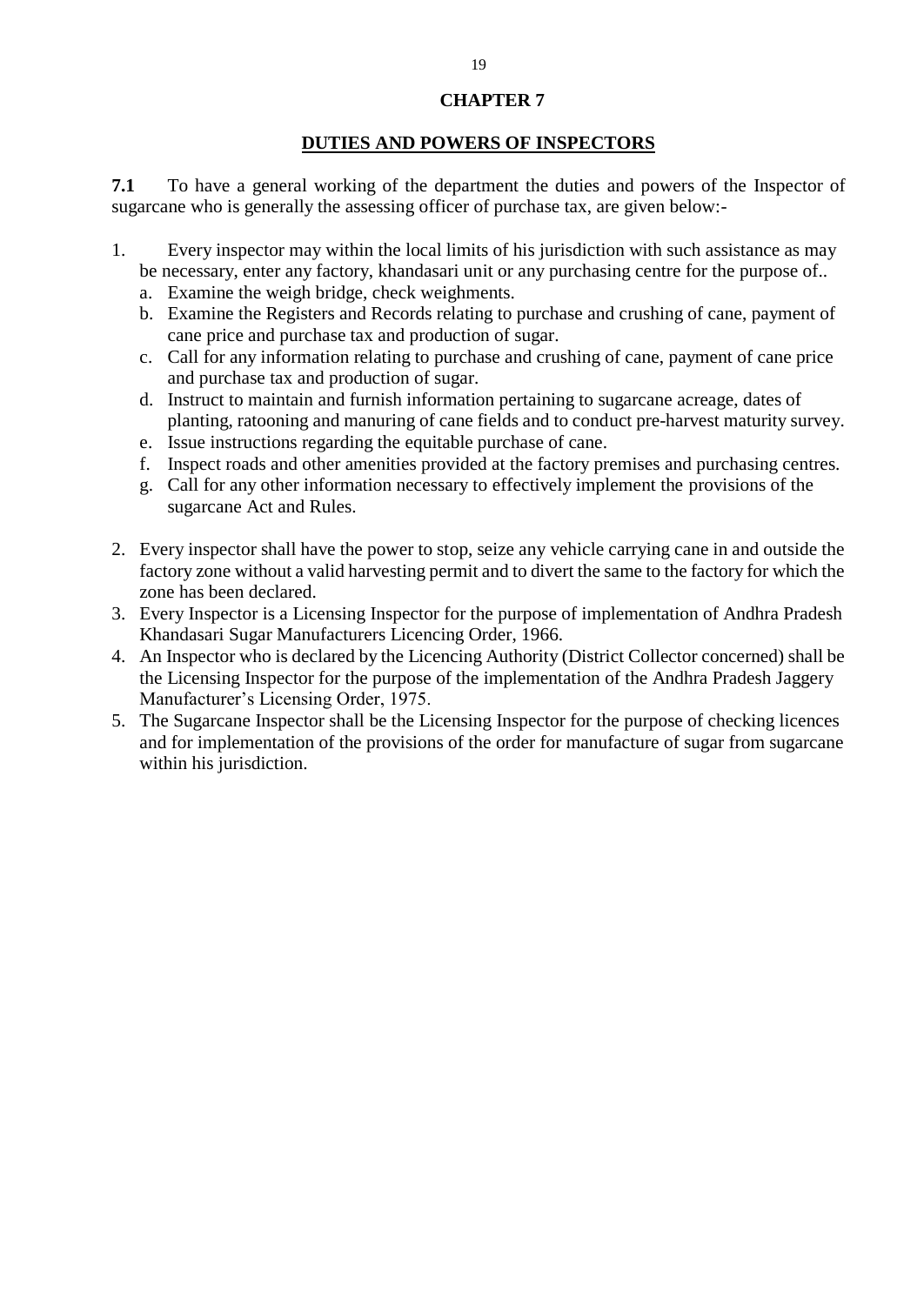# CHAPTER 7

## DUTIES AND POWERS OF INSPECTORS

**7.1** To have a general working of the department the duties and powers of the Inspector of sugarcane who is generally the assessing officer of purchase tax, are given below:-

1. Every inspector may within the local limits of his jurisdiction with such assistance as may be necessary, enter any factory, khandasari unit or any purchasing centre for the purpose of..
   a. Examine the weigh bridge, check weighments.
   b. Examine the Registers and Records relating to purchase and crushing of cane, payment of cane price and purchase tax and production of sugar.
   c. Call for any information relating to purchase and crushing of cane, payment of cane price and purchase tax and production of sugar.
   d. Instruct to maintain and furnish information pertaining to sugarcane acreage, dates of planting, ratooning and manuring of cane fields and to conduct pre-harvest maturity survey.
   e. Issue instructions regarding the equitable purchase of cane.
   f. Inspect roads and other amenities provided at the factory premises and purchasing centres.
   g. Call for any other information necessary to effectively implement the provisions of the sugarcane Act and Rules.

2. Every inspector shall have the power to stop, seize any vehicle carrying cane in and outside the factory zone without a valid harvesting permit and to divert the same to the factory for which the zone has been declared.
3. Every Inspector is a Licensing Inspector for the purpose of implementation of Andhra Pradesh Khandasari Sugar Manufacturers Licencing Order, 1966.
4. An Inspector who is declared by the Licencing Authority (District Collector concerned) shall be the Licensing Inspector for the purpose of the implementation of the Andhra Pradesh Jaggery Manufacturer's Licensing Order, 1975.
5. The Sugarcane Inspector shall be the Licensing Inspector for the purpose of checking licences and for implementation of the provisions of the order for manufacture of sugar from sugarcane within his jurisdiction.